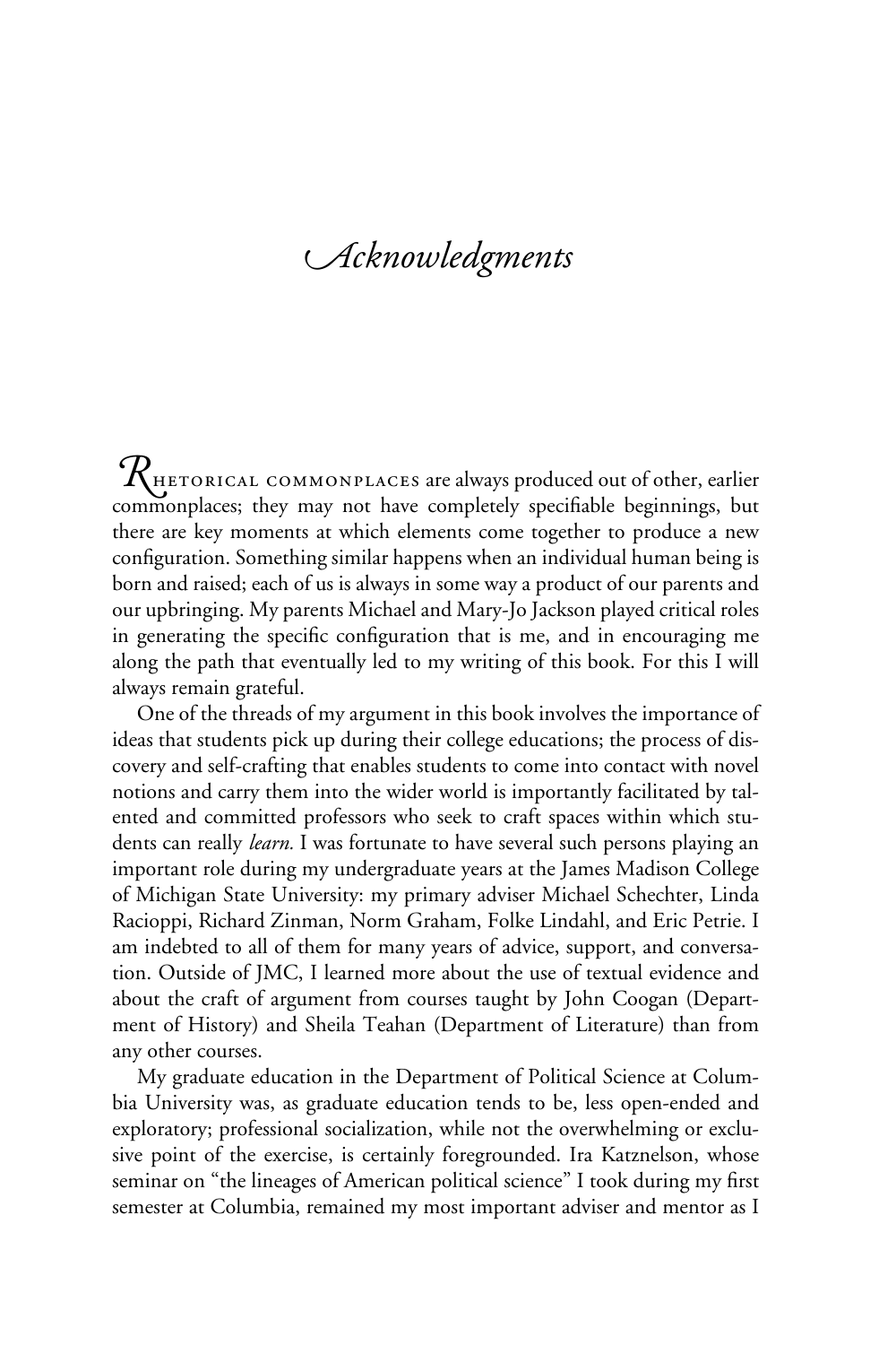# Acknowledgments

RHETORICAL COMMONPLACES are always produced out of other, earlier commonplaces; they may not have completely specifiable beginnings, but there are key moments at which elements come together to produce a new configuration. Something similar happens when an individual human being is born and raised; each of us is always in some way a product of our parents and our upbringing. My parents Michael and Mary-Jo Jackson played critical roles in generating the specific configuration that is me, and in encouraging me along the path that eventually led to my writing of this book. For this I will always remain grateful.

One of the threads of my argument in this book involves the importance of ideas that students pick up during their college educations; the process of discovery and self-crafting that enables students to come into contact with novel notions and carry them into the wider world is importantly facilitated by talented and committed professors who seek to craft spaces within which students can really *learn.* I was fortunate to have several such persons playing an important role during my undergraduate years at the James Madison College of Michigan State University: my primary adviser Michael Schechter, Linda Racioppi, Richard Zinman, Norm Graham, Folke Lindahl, and Eric Petrie. I am indebted to all of them for many years of advice, support, and conversation. Outside of JMC, I learned more about the use of textual evidence and about the craft of argument from courses taught by John Coogan (Department of History) and Sheila Teahan (Department of Literature) than from any other courses.

My graduate education in the Department of Political Science at Columbia University was, as graduate education tends to be, less open-ended and exploratory; professional socialization, while not the overwhelming or exclusive point of the exercise, is certainly foregrounded. Ira Katznelson, whose seminar on "the lineages of American political science" I took during my first semester at Columbia, remained my most important adviser and mentor as I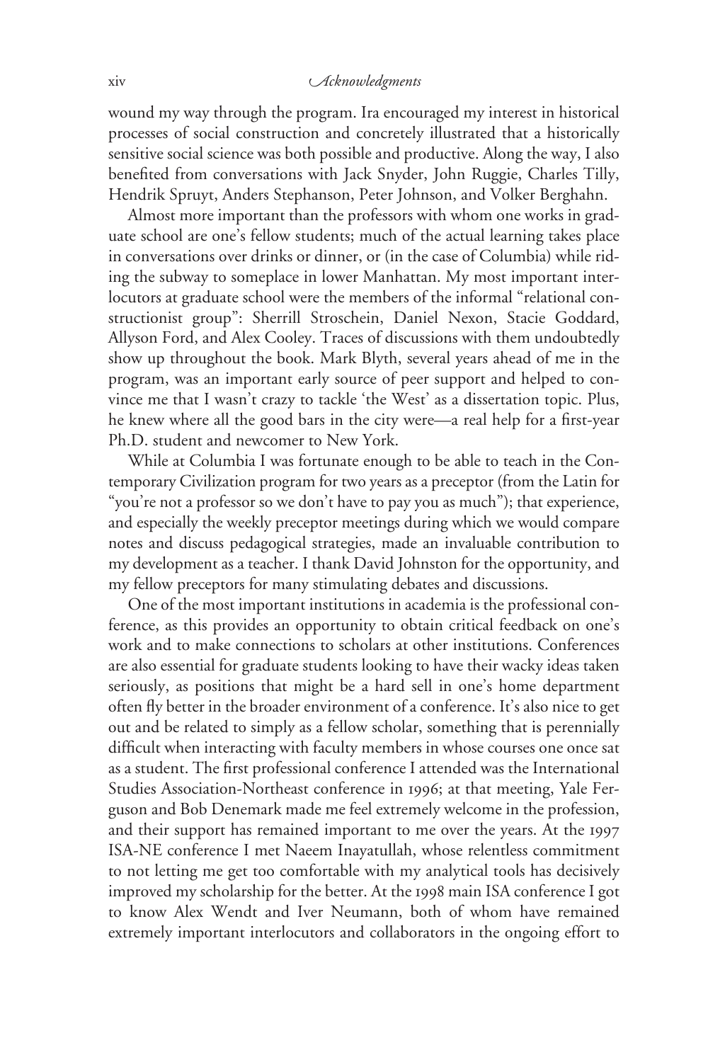wound my way through the program. Ira encouraged my interest in historical processes of social construction and concretely illustrated that a historically sensitive social science was both possible and productive. Along the way, I also benefited from conversations with Jack Snyder, John Ruggie, Charles Tilly, Hendrik Spruyt, Anders Stephanson, Peter Johnson, and Volker Berghahn.

Almost more important than the professors with whom one works in graduate school are one's fellow students; much of the actual learning takes place in conversations over drinks or dinner, or (in the case of Columbia) while riding the subway to someplace in lower Manhattan. My most important interlocutors at graduate school were the members of the informal "relational constructionist group": Sherrill Stroschein, Daniel Nexon, Stacie Goddard, Allyson Ford, and Alex Cooley. Traces of discussions with them undoubtedly show up throughout the book. Mark Blyth, several years ahead of me in the program, was an important early source of peer support and helped to convince me that I wasn't crazy to tackle 'the West' as a dissertation topic. Plus, he knew where all the good bars in the city were—a real help for a first-year Ph.D. student and newcomer to New York.

While at Columbia I was fortunate enough to be able to teach in the Contemporary Civilization program for two years as a preceptor (from the Latin for "you're not a professor so we don't have to pay you as much"); that experience, and especially the weekly preceptor meetings during which we would compare notes and discuss pedagogical strategies, made an invaluable contribution to my development as a teacher. I thank David Johnston for the opportunity, and my fellow preceptors for many stimulating debates and discussions.

One of the most important institutions in academia is the professional conference, as this provides an opportunity to obtain critical feedback on one's work and to make connections to scholars at other institutions. Conferences are also essential for graduate students looking to have their wacky ideas taken seriously, as positions that might be a hard sell in one's home department often fly better in the broader environment of a conference. It's also nice to get out and be related to simply as a fellow scholar, something that is perennially difficult when interacting with faculty members in whose courses one once sat as a student. The first professional conference I attended was the International Studies Association-Northeast conference in 1996; at that meeting, Yale Ferguson and Bob Denemark made me feel extremely welcome in the profession, and their support has remained important to me over the years. At the 1997 ISA-NE conference I met Naeem Inayatullah, whose relentless commitment to not letting me get too comfortable with my analytical tools has decisively improved my scholarship for the better. At the 1998 main ISA conference I got to know Alex Wendt and Iver Neumann, both of whom have remained extremely important interlocutors and collaborators in the ongoing effort to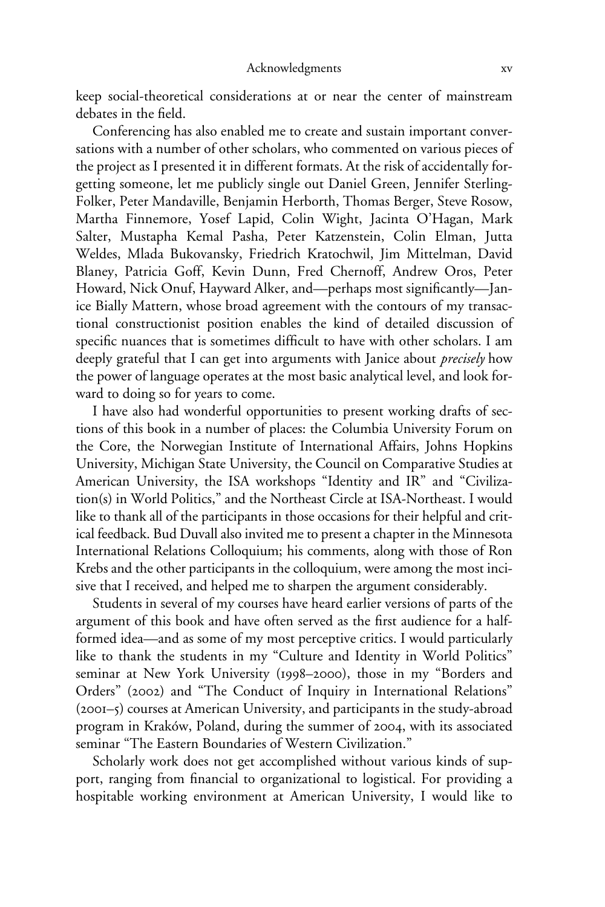keep social-theoretical considerations at or near the center of mainstream debates in the field.

Conferencing has also enabled me to create and sustain important conversations with a number of other scholars, who commented on various pieces of the project as I presented it in different formats. At the risk of accidentally forgetting someone, let me publicly single out Daniel Green, Jennifer Sterling-Folker, Peter Mandaville, Benjamin Herborth, Thomas Berger, Steve Rosow, Martha Finnemore, Yosef Lapid, Colin Wight, Jacinta O'Hagan, Mark Salter, Mustapha Kemal Pasha, Peter Katzenstein, Colin Elman, Jutta Weldes, Mlada Bukovansky, Friedrich Kratochwil, Jim Mittelman, David Blaney, Patricia Goff, Kevin Dunn, Fred Chernoff, Andrew Oros, Peter Howard, Nick Onuf, Hayward Alker, and—perhaps most significantly—Janice Bially Mattern, whose broad agreement with the contours of my transactional constructionist position enables the kind of detailed discussion of specific nuances that is sometimes difficult to have with other scholars. I am deeply grateful that I can get into arguments with Janice about *precisely* how the power of language operates at the most basic analytical level, and look forward to doing so for years to come.

I have also had wonderful opportunities to present working drafts of sections of this book in a number of places: the Columbia University Forum on the Core, the Norwegian Institute of International Affairs, Johns Hopkins University, Michigan State University, the Council on Comparative Studies at American University, the ISA workshops "Identity and IR" and "Civilization(s) in World Politics," and the Northeast Circle at ISA-Northeast. I would like to thank all of the participants in those occasions for their helpful and critical feedback. Bud Duvall also invited me to present a chapter in the Minnesota International Relations Colloquium; his comments, along with those of Ron Krebs and the other participants in the colloquium, were among the most incisive that I received, and helped me to sharpen the argument considerably.

Students in several of my courses have heard earlier versions of parts of the argument of this book and have often served as the first audience for a half-formed idea—and as some of my most perceptive critics. I would particularly like to thank the students in my "Culture and Identity in World Politics" seminar at New York University (1998–2000), those in my "Borders and Orders" (2002) and "The Conduct of Inquiry in International Relations" (2001–5) courses at American University, and participants in the study-abroad program in Kraków, Poland, during the summer of 2004, with its associated seminar "The Eastern Boundaries of Western Civilization."

Scholarly work does not get accomplished without various kinds of support, ranging from financial to organizational to logistical. For providing a hospitable working environment at American University, I would like to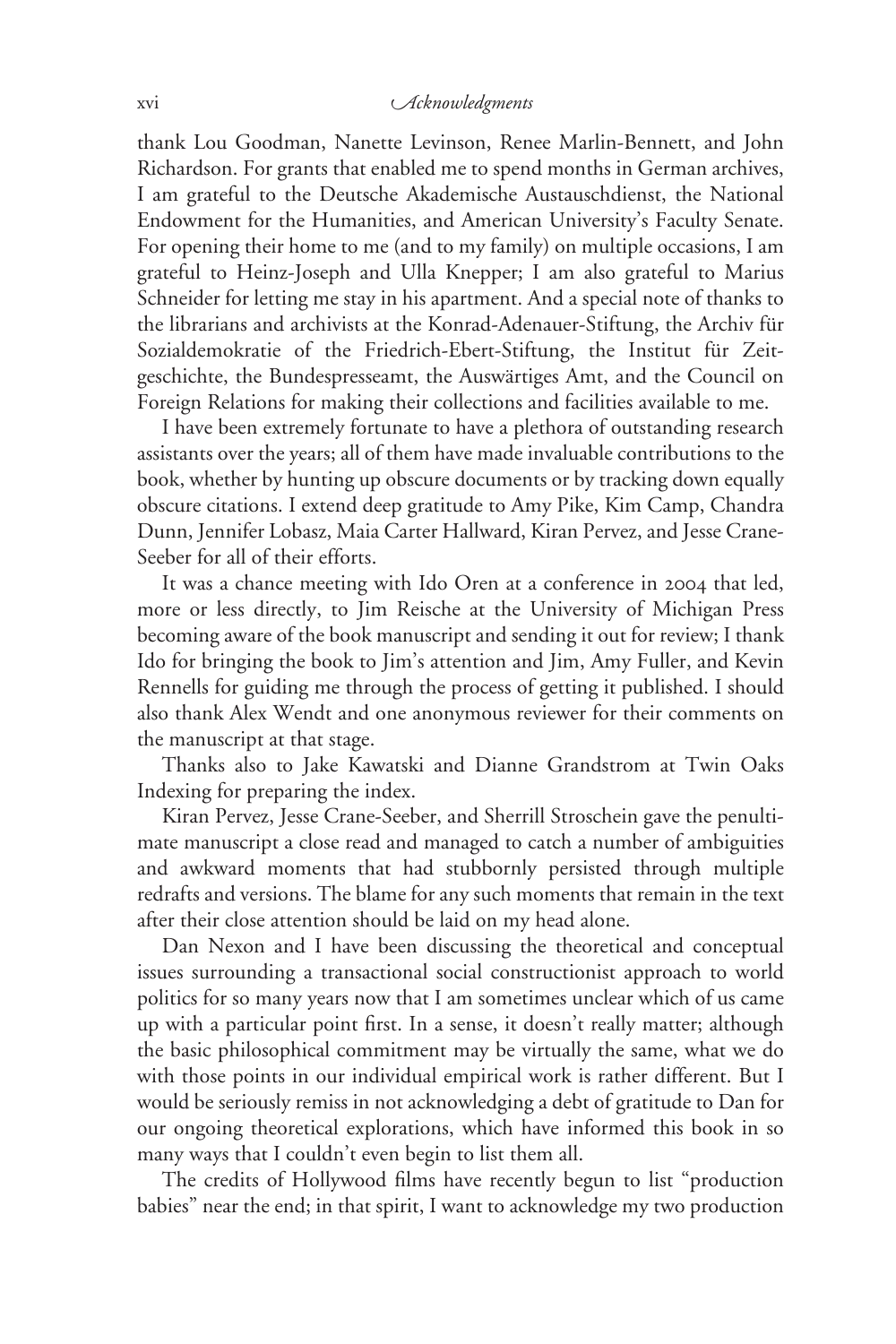thank Lou Goodman, Nanette Levinson, Renee Marlin-Bennett, and John Richardson. For grants that enabled me to spend months in German archives, I am grateful to the Deutsche Akademische Austauschdienst, the National Endowment for the Humanities, and American University's Faculty Senate. For opening their home to me (and to my family) on multiple occasions, I am grateful to Heinz-Joseph and Ulla Knepper; I am also grateful to Marius Schneider for letting me stay in his apartment. And a special note of thanks to the librarians and archivists at the Konrad-Adenauer-Stiftung, the Archiv für Sozialdemokratie of the Friedrich-Ebert-Stiftung, the Institut für Zeitgeschichte, the Bundespresseamt, the Auswärtiges Amt, and the Council on Foreign Relations for making their collections and facilities available to me.

I have been extremely fortunate to have a plethora of outstanding research assistants over the years; all of them have made invaluable contributions to the book, whether by hunting up obscure documents or by tracking down equally obscure citations. I extend deep gratitude to Amy Pike, Kim Camp, Chandra Dunn, Jennifer Lobasz, Maia Carter Hallward, Kiran Pervez, and Jesse Crane-Seeber for all of their efforts.

It was a chance meeting with Ido Oren at a conference in 2004 that led, more or less directly, to Jim Reische at the University of Michigan Press becoming aware of the book manuscript and sending it out for review; I thank Ido for bringing the book to Jim's attention and Jim, Amy Fuller, and Kevin Rennells for guiding me through the process of getting it published. I should also thank Alex Wendt and one anonymous reviewer for their comments on the manuscript at that stage.

Thanks also to Jake Kawatski and Dianne Grandstrom at Twin Oaks Indexing for preparing the index.

Kiran Pervez, Jesse Crane-Seeber, and Sherrill Stroschein gave the penultimate manuscript a close read and managed to catch a number of ambiguities and awkward moments that had stubbornly persisted through multiple redrafts and versions. The blame for any such moments that remain in the text after their close attention should be laid on my head alone.

Dan Nexon and I have been discussing the theoretical and conceptual issues surrounding a transactional social constructionist approach to world politics for so many years now that I am sometimes unclear which of us came up with a particular point first. In a sense, it doesn't really matter; although the basic philosophical commitment may be virtually the same, what we do with those points in our individual empirical work is rather different. But I would be seriously remiss in not acknowledging a debt of gratitude to Dan for our ongoing theoretical explorations, which have informed this book in so many ways that I couldn't even begin to list them all.

The credits of Hollywood films have recently begun to list "production babies" near the end; in that spirit, I want to acknowledge my two production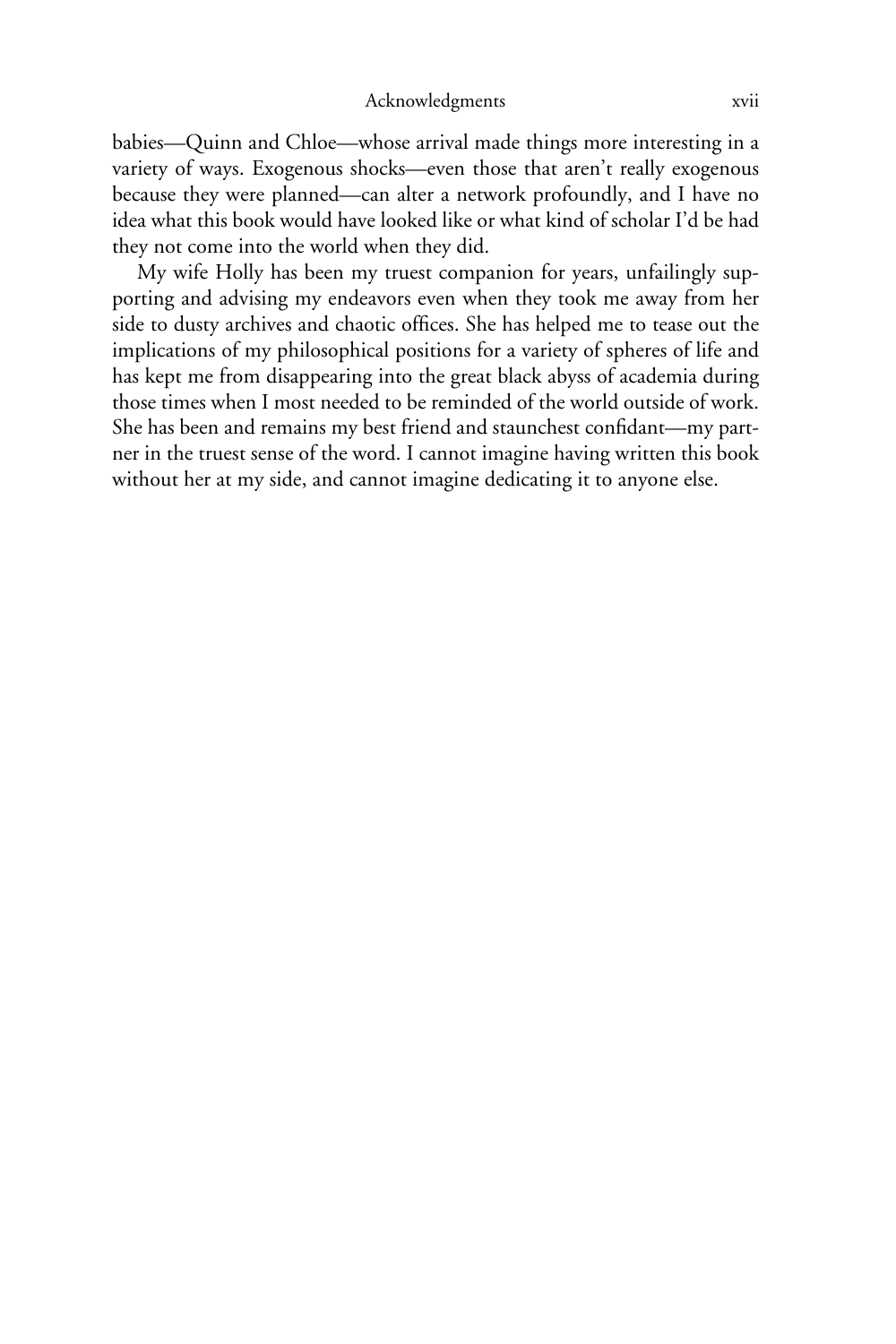babies—Quinn and Chloe—whose arrival made things more interesting in a variety of ways. Exogenous shocks—even those that aren't really exogenous because they were planned—can alter a network profoundly, and I have no idea what this book would have looked like or what kind of scholar I'd be had they not come into the world when they did.

My wife Holly has been my truest companion for years, unfailingly supporting and advising my endeavors even when they took me away from her side to dusty archives and chaotic offices. She has helped me to tease out the implications of my philosophical positions for a variety of spheres of life and has kept me from disappearing into the great black abyss of academia during those times when I most needed to be reminded of the world outside of work. She has been and remains my best friend and staunchest confidant—my partner in the truest sense of the word. I cannot imagine having written this book without her at my side, and cannot imagine dedicating it to anyone else.